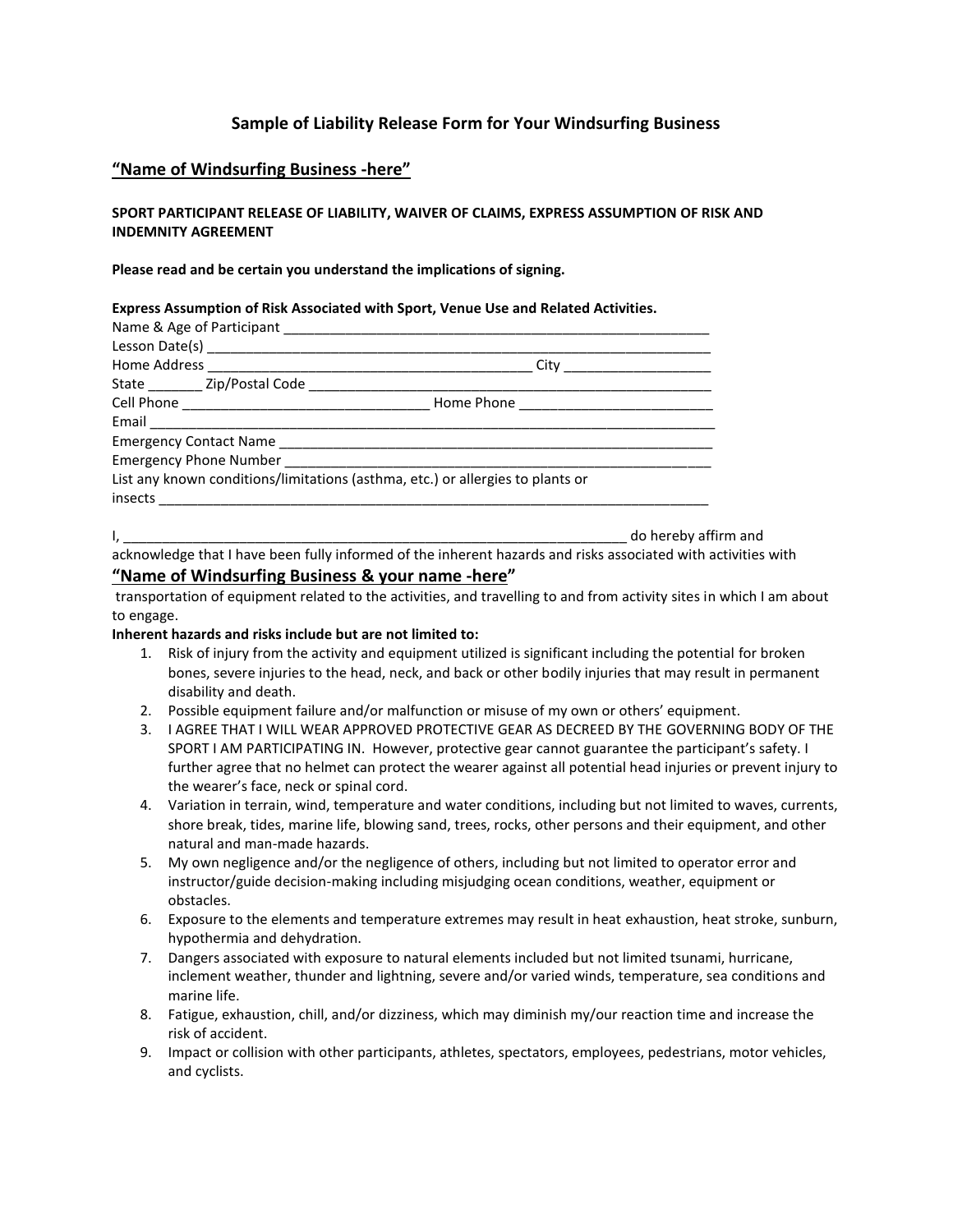## Sample of Liability Release Form for Your Windsurfing Business

### “Name of Windsurfing Business -here”

**SPORT PARTICIPANT RELEASE OF LIABILITY, WAIVER OF CLAIMS, EXPRESS ASSUMPTION OF RISK AND INDEMNITY AGREEMENT**

**Please read and be certain you understand the implications of signing.**

**Express Assumption of Risk Associated with Sport, Venue Use and Related Activities.**

Name & Age of Participant ________________________________________________________
Lesson Date(s) ______________________________________________________________
Home Address ________________________________________ City __________________
State _______ Zip/Postal Code ______________________________________________
Cell Phone ______________________________ Home Phone ________________________
Email ____________________________________________________________________
Emergency Contact Name ___________________________________________________
Emergency Phone Number __________________________________________________
List any known conditions/limitations (asthma, etc.) or allergies to plants or insects ____________________________________________________________________

I, ____________________________________________________________ do hereby affirm and acknowledge that I have been fully informed of the inherent hazards and risks associated with activities with

### “Name of Windsurfing Business & your name -here”

transportation of equipment related to the activities, and travelling to and from activity sites in which I am about to engage.

**Inherent hazards and risks include but are not limited to:**

1. Risk of injury from the activity and equipment utilized is significant including the potential for broken bones, severe injuries to the head, neck, and back or other bodily injuries that may result in permanent disability and death.
2. Possible equipment failure and/or malfunction or misuse of my own or others’ equipment.
3. I AGREE THAT I WILL WEAR APPROVED PROTECTIVE GEAR AS DECREED BY THE GOVERNING BODY OF THE SPORT I AM PARTICIPATING IN. However, protective gear cannot guarantee the participant’s safety. I further agree that no helmet can protect the wearer against all potential head injuries or prevent injury to the wearer’s face, neck or spinal cord.
4. Variation in terrain, wind, temperature and water conditions, including but not limited to waves, currents, shore break, tides, marine life, blowing sand, trees, rocks, other persons and their equipment, and other natural and man-made hazards.
5. My own negligence and/or the negligence of others, including but not limited to operator error and instructor/guide decision-making including misjudging ocean conditions, weather, equipment or obstacles.
6. Exposure to the elements and temperature extremes may result in heat exhaustion, heat stroke, sunburn, hypothermia and dehydration.
7. Dangers associated with exposure to natural elements included but not limited tsunami, hurricane, inclement weather, thunder and lightning, severe and/or varied winds, temperature, sea conditions and marine life.
8. Fatigue, exhaustion, chill, and/or dizziness, which may diminish my/our reaction time and increase the risk of accident.
9. Impact or collision with other participants, athletes, spectators, employees, pedestrians, motor vehicles, and cyclists.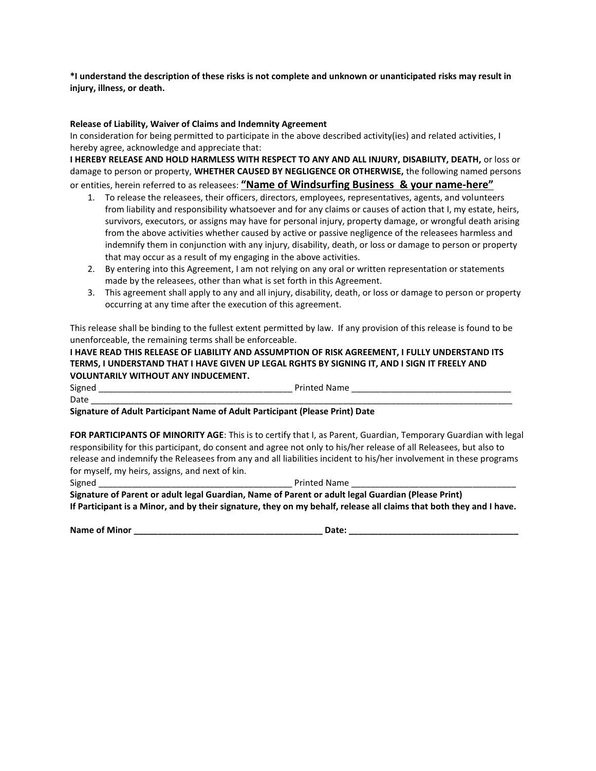**\*I understand the description of these risks is not complete and unknown or unanticipated risks may result in injury, illness, or death.**

**Release of Liability, Waiver of Claims and Indemnity Agreement**

In consideration for being permitted to participate in the above described activity(ies) and related activities, I hereby agree, acknowledge and appreciate that:

**I HEREBY RELEASE AND HOLD HARMLESS WITH RESPECT TO ANY AND ALL INJURY, DISABILITY, DEATH,** or loss or damage to person or property, **WHETHER CAUSED BY NEGLIGENCE OR OTHERWISE,** the following named persons or entities, herein referred to as releasees: **"Name of Windsurfing Business & your name-here"**

1. To release the releasees, their officers, directors, employees, representatives, agents, and volunteers from liability and responsibility whatsoever and for any claims or causes of action that I, my estate, heirs, survivors, executors, or assigns may have for personal injury, property damage, or wrongful death arising from the above activities whether caused by active or passive negligence of the releasees harmless and indemnify them in conjunction with any injury, disability, death, or loss or damage to person or property that may occur as a result of my engaging in the above activities.
2. By entering into this Agreement, I am not relying on any oral or written representation or statements made by the releasees, other than what is set forth in this Agreement.
3. This agreement shall apply to any and all injury, disability, death, or loss or damage to person or property occurring at any time after the execution of this agreement.

This release shall be binding to the fullest extent permitted by law. If any provision of this release is found to be unenforceable, the remaining terms shall be enforceable.

**I HAVE READ THIS RELEASE OF LIABILITY AND ASSUMPTION OF RISK AGREEMENT, I FULLY UNDERSTAND ITS TERMS, I UNDERSTAND THAT I HAVE GIVEN UP LEGAL RGHTS BY SIGNING IT, AND I SIGN IT FREELY AND VOLUNTARILY WITHOUT ANY INDUCEMENT.**

Signed ________________________________________ Printed Name ________________________________

Date ____________________________________________________________________________________________

**Signature of Adult Participant Name of Adult Participant (Please Print) Date**

**FOR PARTICIPANTS OF MINORITY AGE**: This is to certify that I, as Parent, Guardian, Temporary Guardian with legal responsibility for this participant, do consent and agree not only to his/her release of all Releasees, but also to release and indemnify the Releasees from any and all liabilities incident to his/her involvement in these programs for myself, my heirs, assigns, and next of kin.

Signed ________________________________________ Printed Name _________________________________

**Signature of Parent or adult legal Guardian, Name of Parent or adult legal Guardian (Please Print)**

**If Participant is a Minor, and by their signature, they on my behalf, release all claims that both they and I have.**

**Name of Minor _______________________________________ Date: ___________________________________**